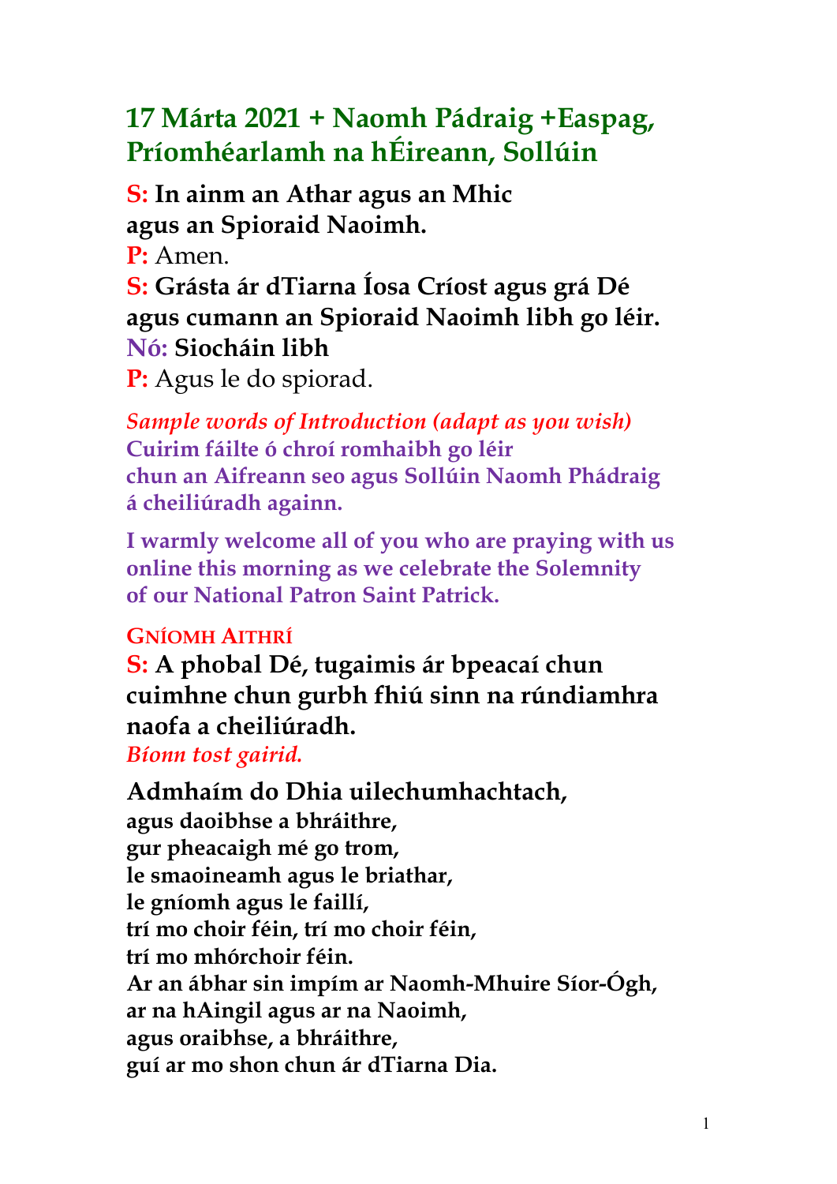# 17 Márta 2021 + Naomh Pádraig +Easpag, Príomhéarlamh na hÉireann, Sollúin

**S: In ainm an Athar agus an Mhic agus an Spioraid Naoimh.**
P: Amen.
**S: Grásta ár dTiarna Íosa Críost agus grá Dé agus cumann an Spioraid Naoimh libh go léir.**
**Nó: Siocháin libh**
P: Agus le do spiorad.

*Sample words of Introduction (adapt as you wish)*
**Cuirim fáilte ó chroí romhaibh go léir chun an Aifreann seo agus Sollúin Naomh Phádraig á cheiliúradh againn.**

**I warmly welcome all of you who are praying with us online this morning as we celebrate the Solemnity of our National Patron Saint Patrick.**

## GNÍOMH AITHRÍ

**S: A phobal Dé, tugaimis ár bpeacaí chun cuimhne chun gurbh fhiú sinn na rúndiamhra naofa a cheiliúradh.**
*Bíonn tost gairid.*

**Admhaím do Dhia uilechumhachtach,**
**agus daoibhse a bhráithre,**
**gur pheacaigh mé go trom,**
**le smaoineamh agus le briathar,**
**le gníomh agus le faillí,**
**trí mo choir féin, trí mo choir féin,**
**trí mo mhórchoir féin.**
**Ar an ábhar sin impím ar Naomh-Mhuire Síor-Ógh,**
**ar na hAingil agus ar na Naoimh,**
**agus oraibhse, a bhráithre,**
**guí ar mo shon chun ár dTiarna Dia.**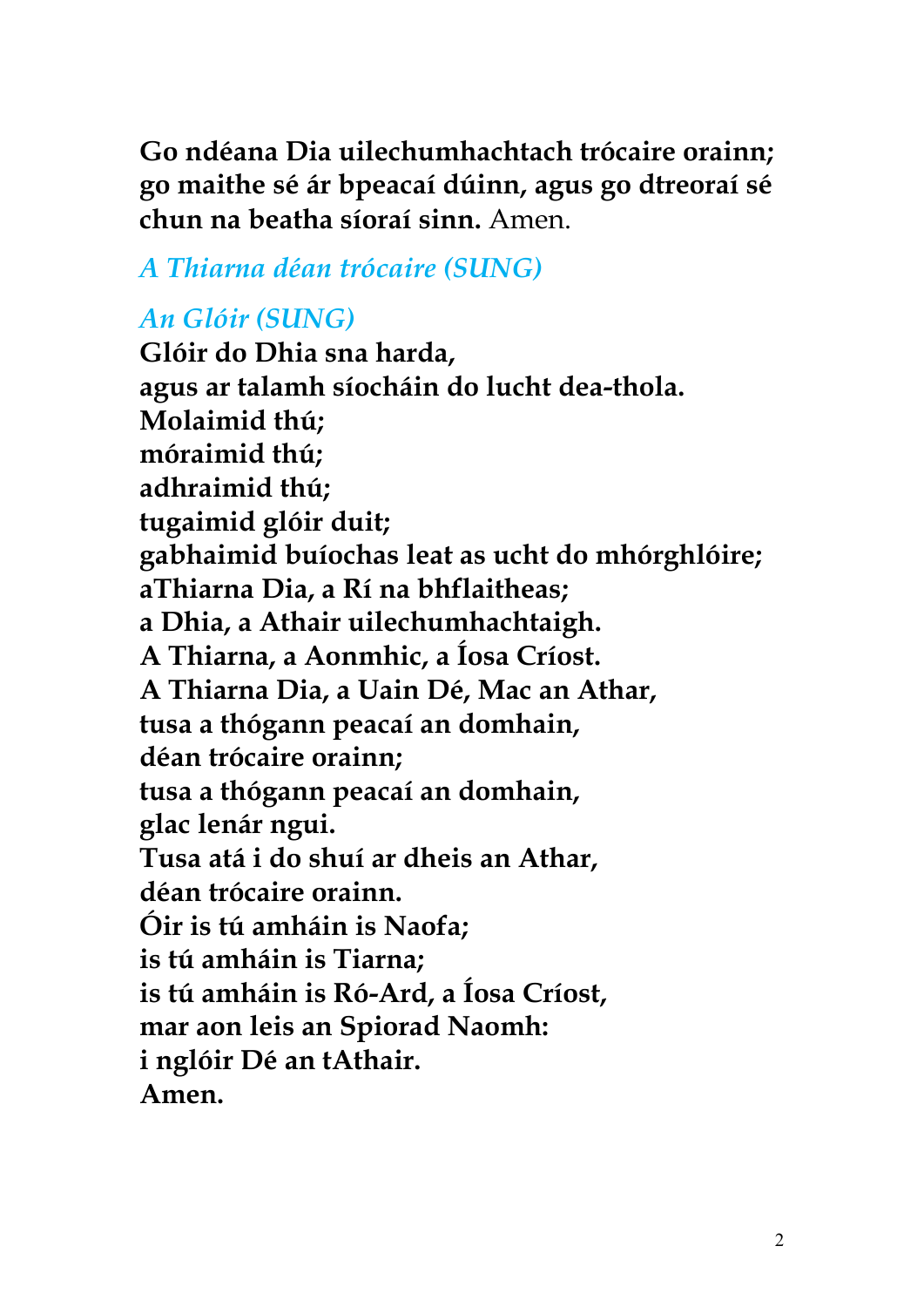**Go ndéana Dia uilechumhachtach trócaire orainn; go maithe sé ár bpeacaí dúinn, agus go dtreoraí sé chun na beatha síoraí sinn.** Amen.

*A Thiarna déan trócaire (SUNG)*

*An Glóir (SUNG)*

**Glóir do Dhia sna harda,**
**agus ar talamh síocháin do lucht dea-thola.**
**Molaimid thú;**
**móraimid thú;**
**adhraimid thú;**
**tugaimid glóir duit;**
**gabhaimid buíochas leat as ucht do mhórghlóire;**
**aThiarna Dia, a Rí na bhflaitheas;**
**a Dhia, a Athair uilechumhachtaigh.**
**A Thiarna, a Aonmhic, a Íosa Críost.**
**A Thiarna Dia, a Uain Dé, Mac an Athar,**
**tusa a thógann peacaí an domhain,**
**déan trócaire orainn;**
**tusa a thógann peacaí an domhain,**
**glac lenár ngui.**
**Tusa atá i do shuí ar dheis an Athar,**
**déan trócaire orainn.**
**Óir is tú amháin is Naofa;**
**is tú amháin is Tiarna;**
**is tú amháin is Ró-Ard, a Íosa Críost,**
**mar aon leis an Spiorad Naomh:**
**i nglóir Dé an tAthair.**
**Amen.**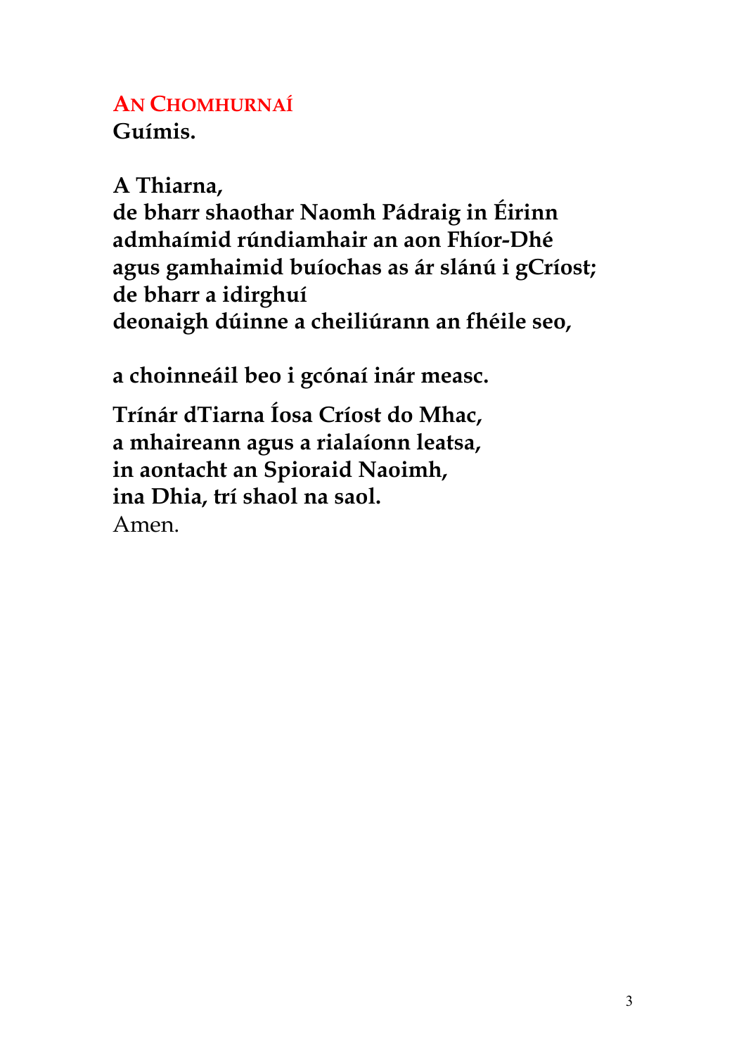## AN CHOMHURNAÍ

**Guímis.**

**A Thiarna,**
**de bharr shaothar Naomh Pádraig in Éirinn**
**admhaímid rúndiamhair an aon Fhíor-Dhé**
**agus gamhaimid buíochas as ár slánú i gCríost;**
**de bharr a idirghuí**
**deonaigh dúinne a cheiliúrann an fhéile seo,**

**a choinneáil beo i gcónaí inár measc.**

**Trínár dTiarna Íosa Críost do Mhac,**
**a mhaireann agus a rialaíonn leatsa,**
**in aontacht an Spioraid Naoimh,**
**ina Dhia, trí shaol na saol.**
Amen.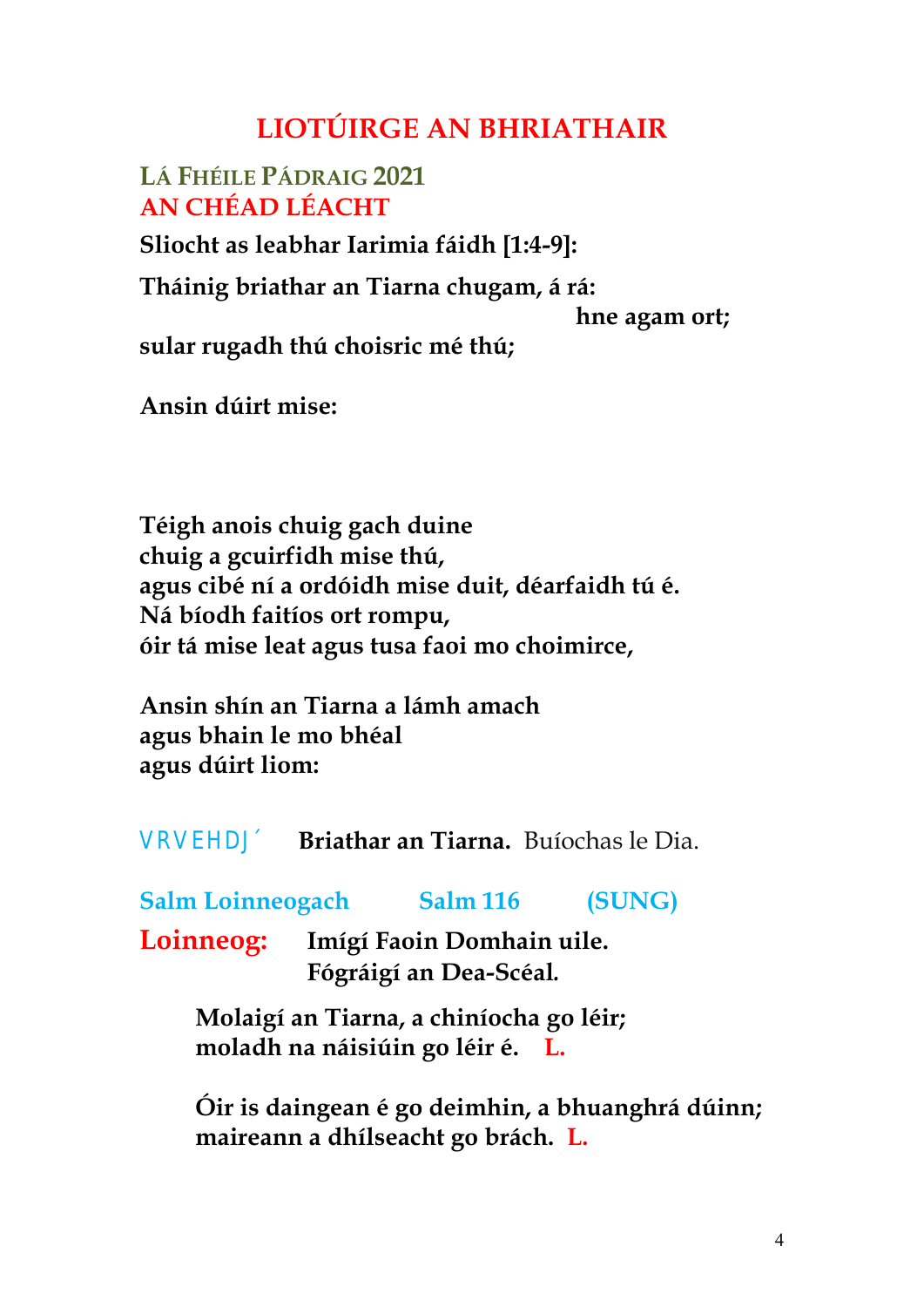# LIOTÚIRGE AN BHRIATHAIR

## LÁ FHÉILE PÁDRAIG 2021
## AN CHÉAD LÉACHT

**Sliocht as leabhar Iarimia fáidh [1:4-9]:**

**Tháinig briathar an Tiarna chugam, á rá:**

**hne agam ort;**

**sular rugadh thú choisric mé thú;**

**Ansin dúirt mise:**

**Téigh anois chuig gach duine**
**chuig a gcuirfidh mise thú,**
**agus cibé ní a ordóidh mise duit, déarfaidh tú é.**
**Ná bíodh faitíos ort rompu,**
**óir tá mise leat agus tusa faoi mo choimirce,**

**Ansin shín an Tiarna a lámh amach**
**agus bhain le mo bhéal**
**agus dúirt liom:**

VRVEHDJ´ **Briathar an Tiarna.** Buíochas le Dia.

**Salm Loinneogach** **Salm 116** **(SUNG)**

**Loinneog:** **Imígí Faoin Domhain uile.**
**Fógráigí an Dea-Scéal.**

**Molaigí an Tiarna, a chiníocha go léir;**
**moladh na náisiúin go léir é.** **L.**

**Óir is daingean é go deimhin, a bhuanghrá dúinn;**
**maireann a dhílseacht go brách.** **L.**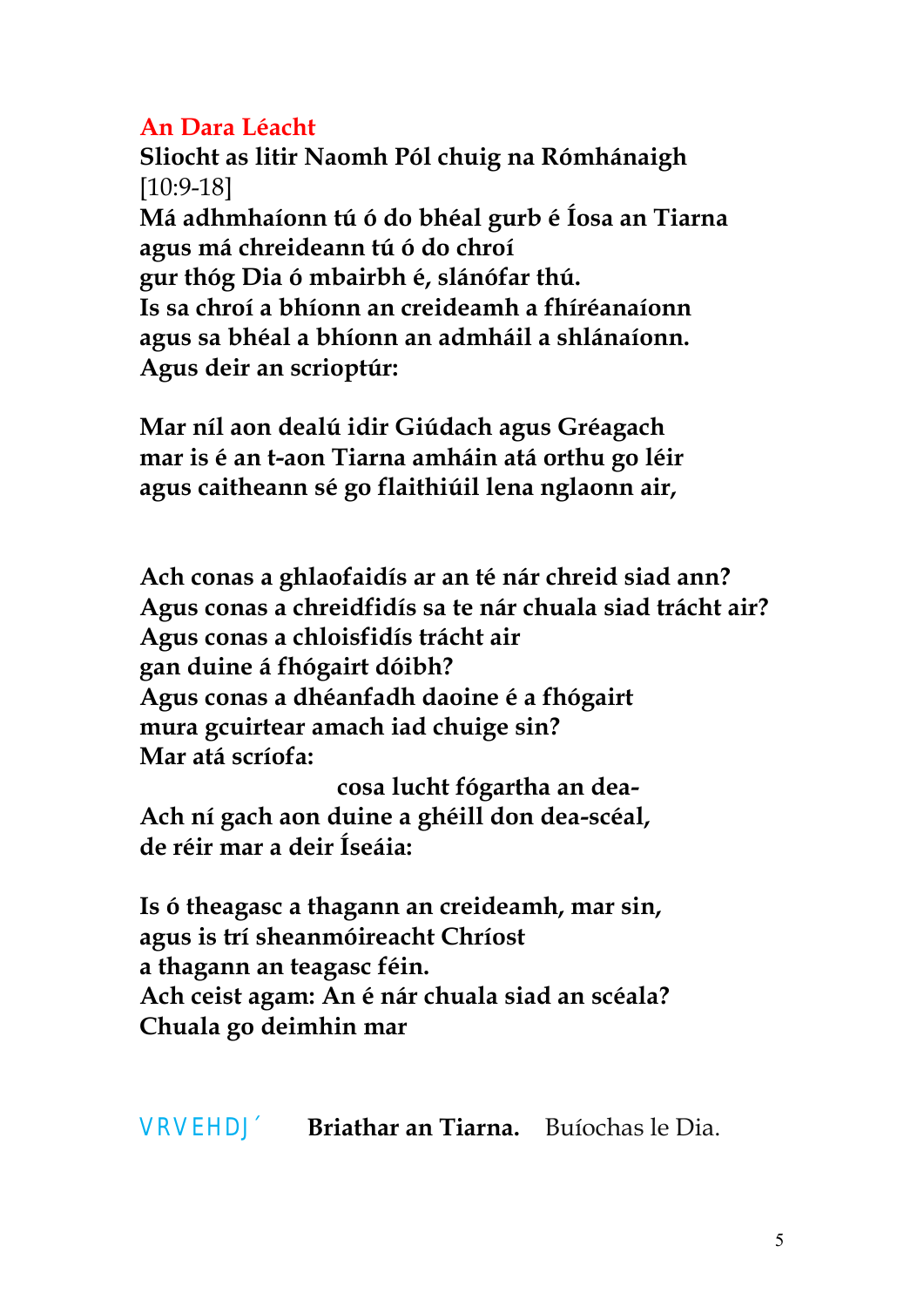**An Dara Léacht**

**Sliocht as litir Naomh Pól chuig na Rómhánaigh**
[10:9-18]

**Má adhmhaíonn tú ó do bhéal gurb é Íosa an Tiarna**
**agus má chreideann tú ó do chroí**
**gur thóg Dia ó mbairbh é, slánófar thú.**
**Is sa chroí a bhíonn an creideamh a fhíréanaíonn**
**agus sa bhéal a bhíonn an admháil a shlánaíonn.**
**Agus deir an scrioptúr:**

**Mar níl aon dealú idir Giúdach agus Gréagach**
**mar is é an t-aon Tiarna amháin atá orthu go léir**
**agus caitheann sé go flaithiúil lena nglaonn air,**

**Ach conas a ghlaofaidís ar an té nár chreid siad ann?**
**Agus conas a chreidfidís sa te nár chuala siad trácht air?**
**Agus conas a chloisfidís trácht air**
**gan duine á fhógairt dóibh?**
**Agus conas a dhéanfadh daoine é a fhógairt**
**mura gcuirtear amach iad chuige sin?**
**Mar atá scríofa:**
**cosa lucht fógartha an dea-**
**Ach ní gach aon duine a ghéill don dea-scéal,**
**de réir mar a deir Íseáia:**

**Is ó theagasc a thagann an creideamh, mar sin,**
**agus is trí sheanmóireacht Chríost**
**a thagann an teagasc féin.**
**Ach ceist agam: An é nár chuala siad an scéala?**
**Chuala go deimhin mar**

VRVEHDJ´ **Briathar an Tiarna.** Buíochas le Dia.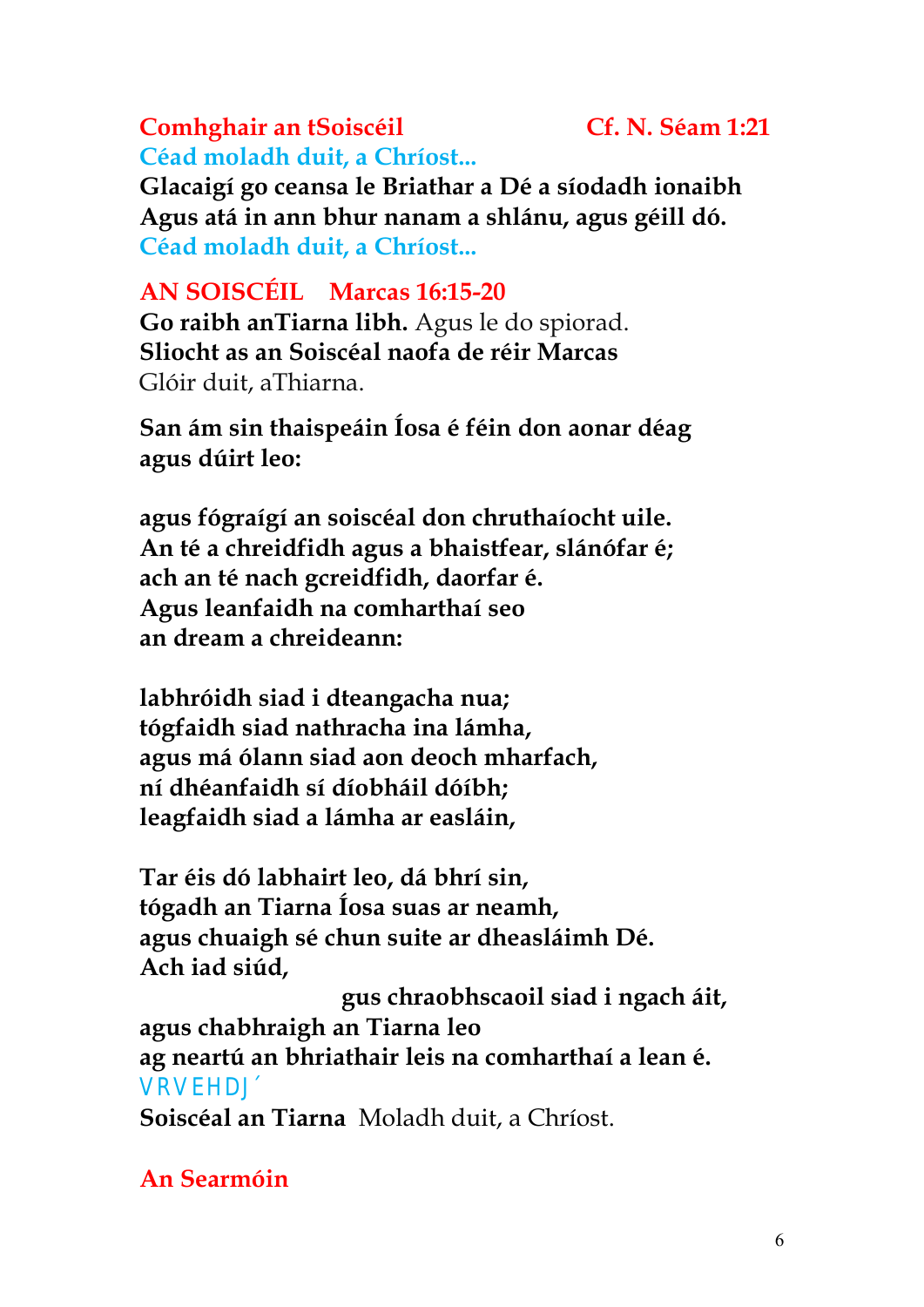**Comhghair an tSoiscéil** **Cf. N. Séam 1:21**

**Céad moladh duit, a Chríost...**

**Glacaigí go ceansa le Briathar a Dé a síodadh ionaibh**
**Agus atá in ann bhur nanam a shlánu, agus géill dó.**
**Céad moladh duit, a Chríost...**

**AN SOISCÉIL Marcas 16:15-20**

**Go raibh anTiarna libh.** Agus le do spiorad.
**Sliocht as an Soiscéal naofa de réir Marcas**
Glóir duit, aThiarna.

**San ám sin thaispeáin Íosa é féin don aonar déag**
**agus dúirt leo:**

**agus fógraígí an soiscéal don chruthaíocht uile.**
**An té a chreidfidh agus a bhaistfear, slánófar é;**
**ach an té nach gcreidfidh, daorfar é.**
**Agus leanfaidh na comharthaí seo**
**an dream a chreideann:**

**labhróidh siad i dteangacha nua;**
**tógfaidh siad nathracha ina lámha,**
**agus má ólann siad aon deoch mharfach,**
**ní dhéanfaidh sí díobháil dóibh;**
**leagfaidh siad a lámha ar easláin,**

**Tar éis dó labhairt leo, dá bhrí sin,**
**tógadh an Tiarna Íosa suas ar neamh,**
**agus chuaigh sé chun suite ar dheasláimh Dé.**
**Ach iad siúd,**
**gus chraobhscaoil siad i ngach áit,**
**agus chabhraigh an Tiarna leo**
**ag neartú an bhriathair leis na comharthaí a lean é.**
VRVEHDJ´

**Soiscéal an Tiarna** Moladh duit, a Chríost.

**An Searmóin**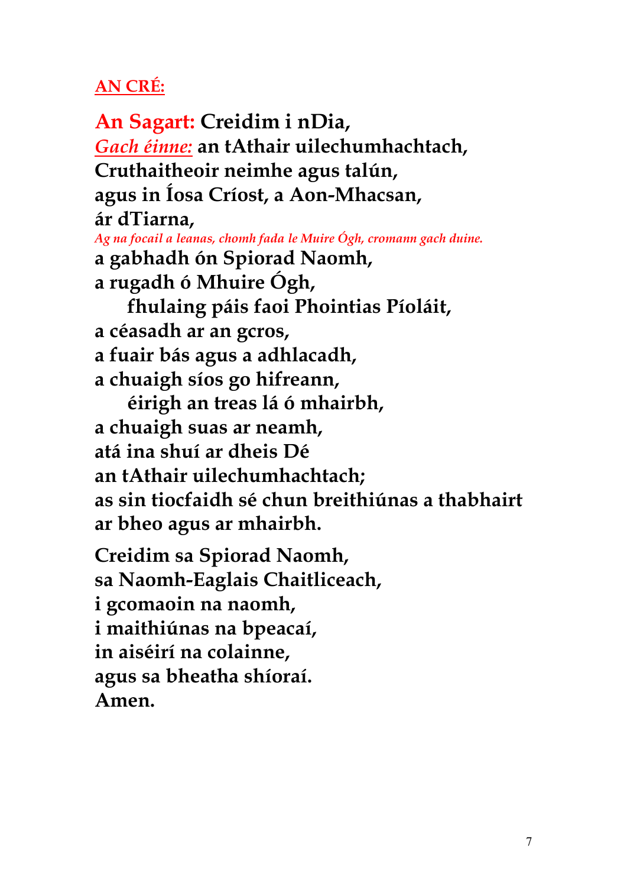**AN CRÉ:**

**An Sagart: Creidim i nDia,**
*Gach éinne:* **an tAthair uilechumhachtach,**
**Cruthaitheoir neimhe agus talún,**
**agus in Íosa Críost, a Aon-Mhacsan,**
**ár dTiarna,**
*Ag na focail a leanas, chomh fada le Muire Ógh, cromann gach duine.*
**a gabhadh ón Spiorad Naomh,**
**a rugadh ó Mhuire Ógh,**
**fhulaing páis faoi Phointias Píoláit,**
**a céasadh ar an gcros,**
**a fuair bás agus a adhlacadh,**
**a chuaigh síos go hifreann,**
**éirigh an treas lá ó mhairbh,**
**a chuaigh suas ar neamh,**
**atá ina shuí ar dheis Dé**
**an tAthair uilechumhachtach;**
**as sin tiocfaidh sé chun breithiúnas a thabhairt**
**ar bheo agus ar mhairbh.**

**Creidim sa Spiorad Naomh,**
**sa Naomh-Eaglais Chaitliceach,**
**i gcomaoin na naomh,**
**i maithiúnas na bpeacaí,**
**in aiséirí na colainne,**
**agus sa bheatha shíoraí.**
**Amen.**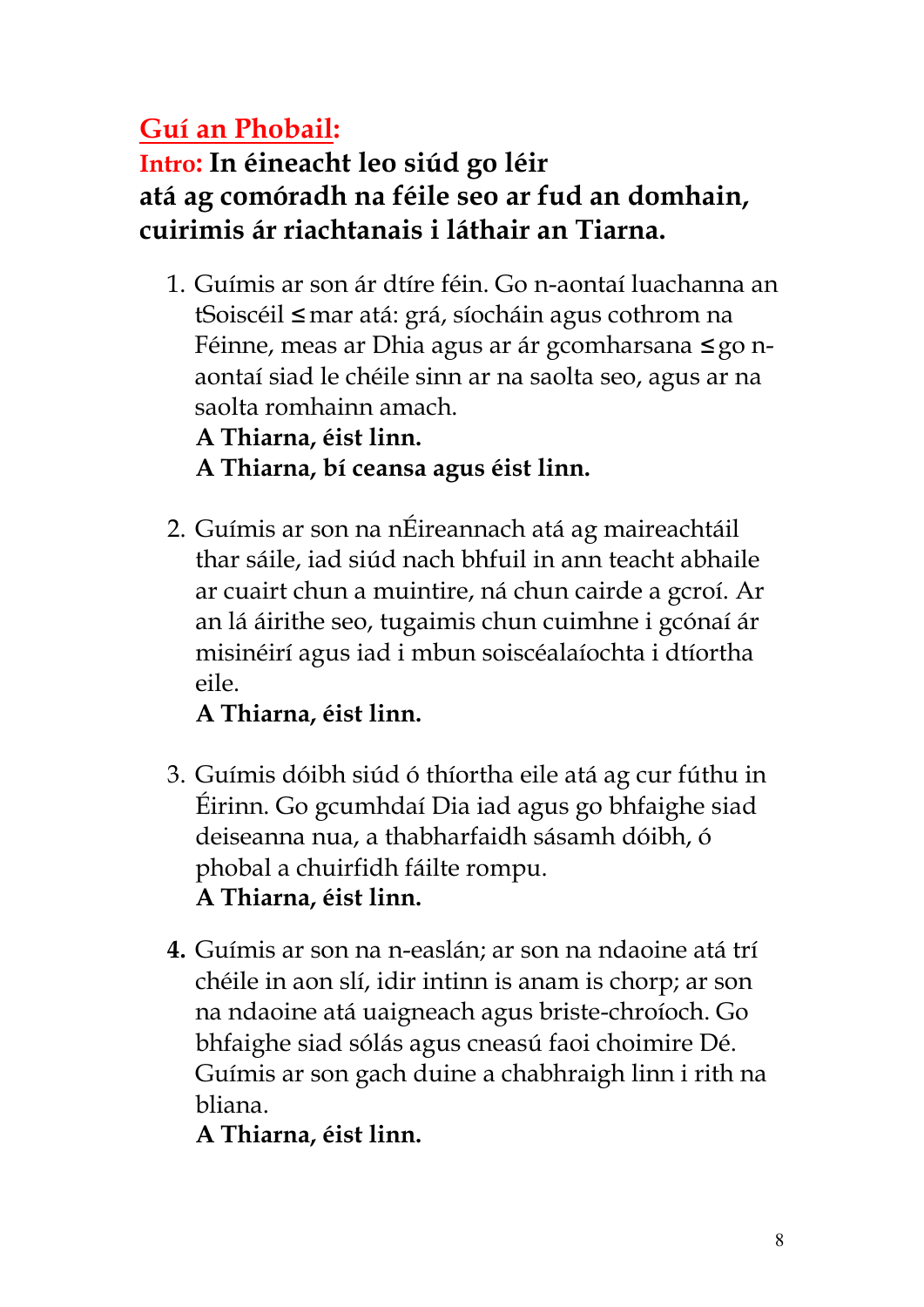## Guí an Phobail:

**Intro: In éineacht leo siúd go léir atá ag comóradh na féile seo ar fud an domhain, cuirimis ár riachtanais i láthair an Tiarna.**

1. Guímis ar son ár dtíre féin. Go n-aontaí luachanna an tSoiscéil ≤ mar atá: grá, síocháin agus cothrom na Féinne, meas ar Dhia agus ar ár gcomharsana ≤ go n-aontaí siad le chéile sinn ar na saolta seo, agus ar na saolta romhainn amach.
   **A Thiarna, éist linn.**
   **A Thiarna, bí ceansa agus éist linn.**

2. Guímis ar son na nÉireannach atá ag maireachtáil thar sáile, iad siúd nach bhfuil in ann teacht abhaile ar cuairt chun a muintire, ná chun cairde a gcroí. Ar an lá áirithe seo, tugaimis chun cuimhne i gcónaí ár misinéirí agus iad i mbun soiscéalaíochta i dtíortha eile.
   **A Thiarna, éist linn.**

3. Guímis dóibh siúd ó thíortha eile atá ag cur fúthu in Éirinn. Go gcumhdaí Dia iad agus go bhfaighe siad deiseanna nua, a thabharfaidh sásamh dóibh, ó phobal a chuirfidh fáilte rompu.
   **A Thiarna, éist linn.**

4. Guímis ar son na n-easlán; ar son na ndaoine atá trí chéile in aon slí, idir intinn is anam is chorp; ar son na ndaoine atá uaigneach agus briste-chroíoch. Go bhfaighe siad sólás agus cneasú faoi choimire Dé. Guímis ar son gach duine a chabhraigh linn i rith na bliana.
   **A Thiarna, éist linn.**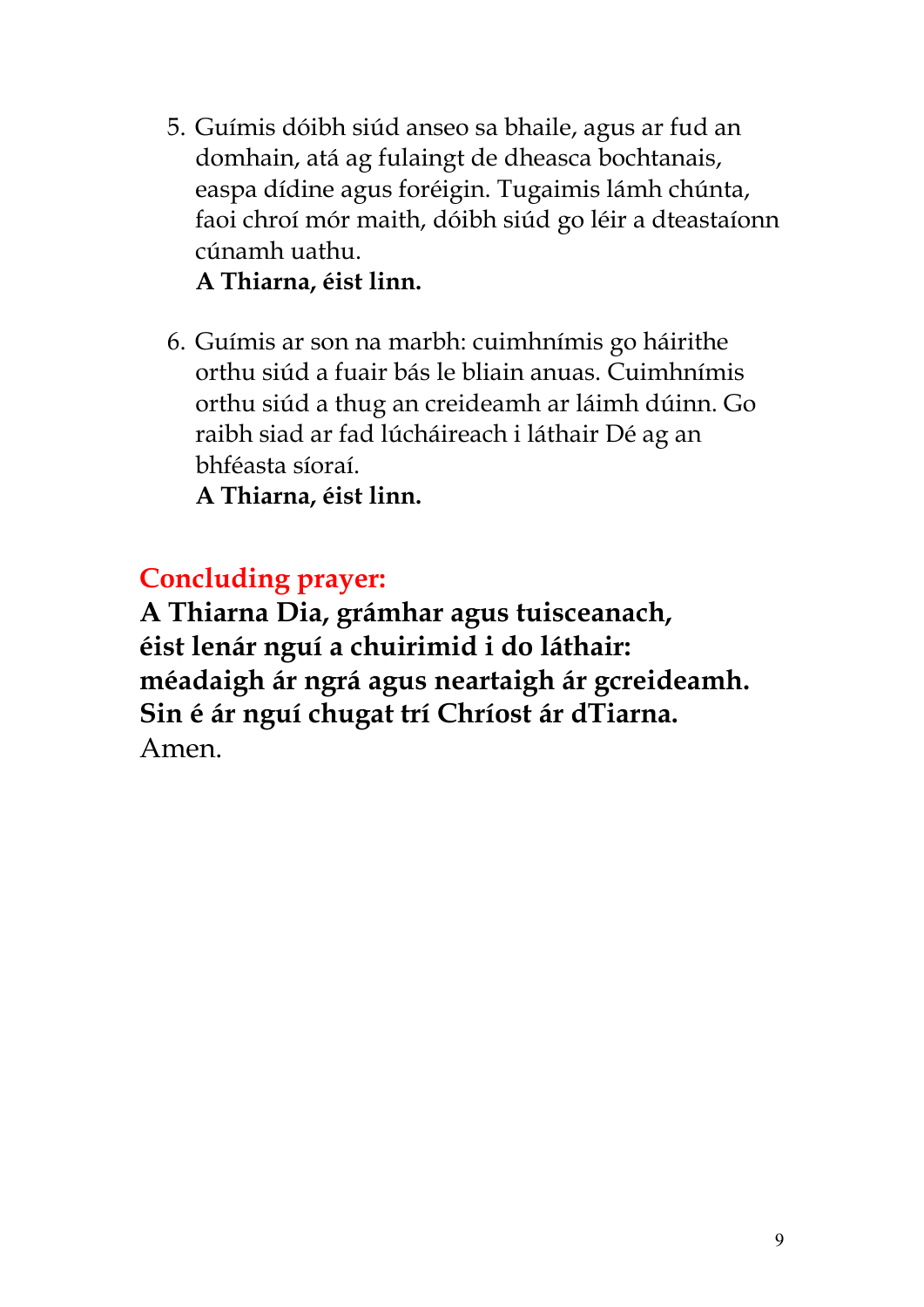5. Guímis dóibh siúd anseo sa bhaile, agus ar fud an domhain, atá ag fulaingt de dheasca bochtanais, easpa dídine agus foréigin. Tugaimis lámh chúnta, faoi chroí mór maith, dóibh siúd go léir a dteastaíonn cúnamh uathu.  
   **A Thiarna, éist linn.**

6. Guímis ar son na marbh: cuimhnímis go háirithe orthu siúd a fuair bás le bliain anuas. Cuimhnímis orthu siúd a thug an creideamh ar láimh dúinn. Go raibh siad ar fad lúcháireach i láthair Dé ag an bhféasta síoraí.  
   **A Thiarna, éist linn.**

## Concluding prayer:

**A Thiarna Dia, grámhar agus tuisceanach,**  
**éist lenár nguí a chuirimid i do láthair:**  
**méadaigh ár ngrá agus neartaigh ár gcreideamh.**  
**Sin é ár nguí chugat trí Chríost ár dTiarna.**  
Amen.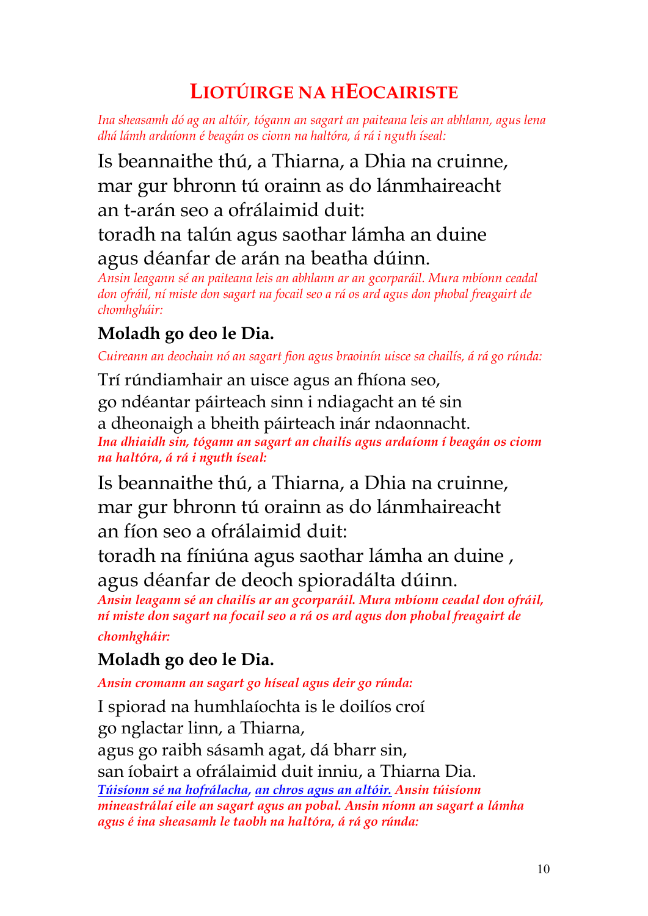# LIOTÚIRGE NA hEOCAIRISTE

*Ina sheasamh dó ag an altóir, tógann an sagart an paiteana leis an abhlann, agus lena dhá lámh ardaíonn é beagán os cionn na haltóra, á rá i nguth íseal:*

Is beannaithe thú, a Thiarna, a Dhia na cruinne,
mar gur bhronn tú orainn as do lánmhaireacht
an t-arán seo a ofrálaimid duit:
toradh na talún agus saothar lámha an duine
agus déanfar de arán na beatha dúinn.

*Ansin leagann sé an paiteana leis an abhlann ar an gcorparáil. Mura mbíonn ceadal don ofráil, ní miste don sagart na focail seo a rá os ard agus don phobal freagairt de chomhgháir:*

**Moladh go deo le Dia.**

*Cuireann an deochain nó an sagart fíon agus braoinín uisce sa chailís, á rá go rúnda:*

Trí rúndiamhair an uisce agus an fhíona seo,
go ndéantar páirteach sinn i ndiagacht an té sin
a dheonaigh a bheith páirteach inár ndaonnacht.

***Ina dhiaidh sin, tógann an sagart an chailís agus ardaíonn í beagán os cionn na haltóra, á rá i nguth íseal:***

Is beannaithe thú, a Thiarna, a Dhia na cruinne,
mar gur bhronn tú orainn as do lánmhaireacht
an fíon seo a ofrálaimid duit:
toradh na fíniúna agus saothar lámha an duine ,
agus déanfar de deoch spioradálta dúinn.

***Ansin leagann sé an chailís ar an gcorparáil. Mura mbíonn ceadal don ofráil, ní miste don sagart na focail seo a rá os ard agus don phobal freagairt de chomhgháir:***

**Moladh go deo le Dia.**

***Ansin cromann an sagart go híseal agus deir go rúnda:***

I spiorad na humhlaíochta is le doilíos croí
go nglactar linn, a Thiarna,
agus go raibh sásamh agat, dá bharr sin,
san íobairt a ofrálaimid duit inniu, a Thiarna Dia.

***Túisíonn sé na hofrálacha, an chros agus an altóir. Ansin túisíonn mineastrálaí eile an sagart agus an pobal. Ansin níonn an sagart a lámha agus é ina sheasamh le taobh na haltóra, á rá go rúnda:***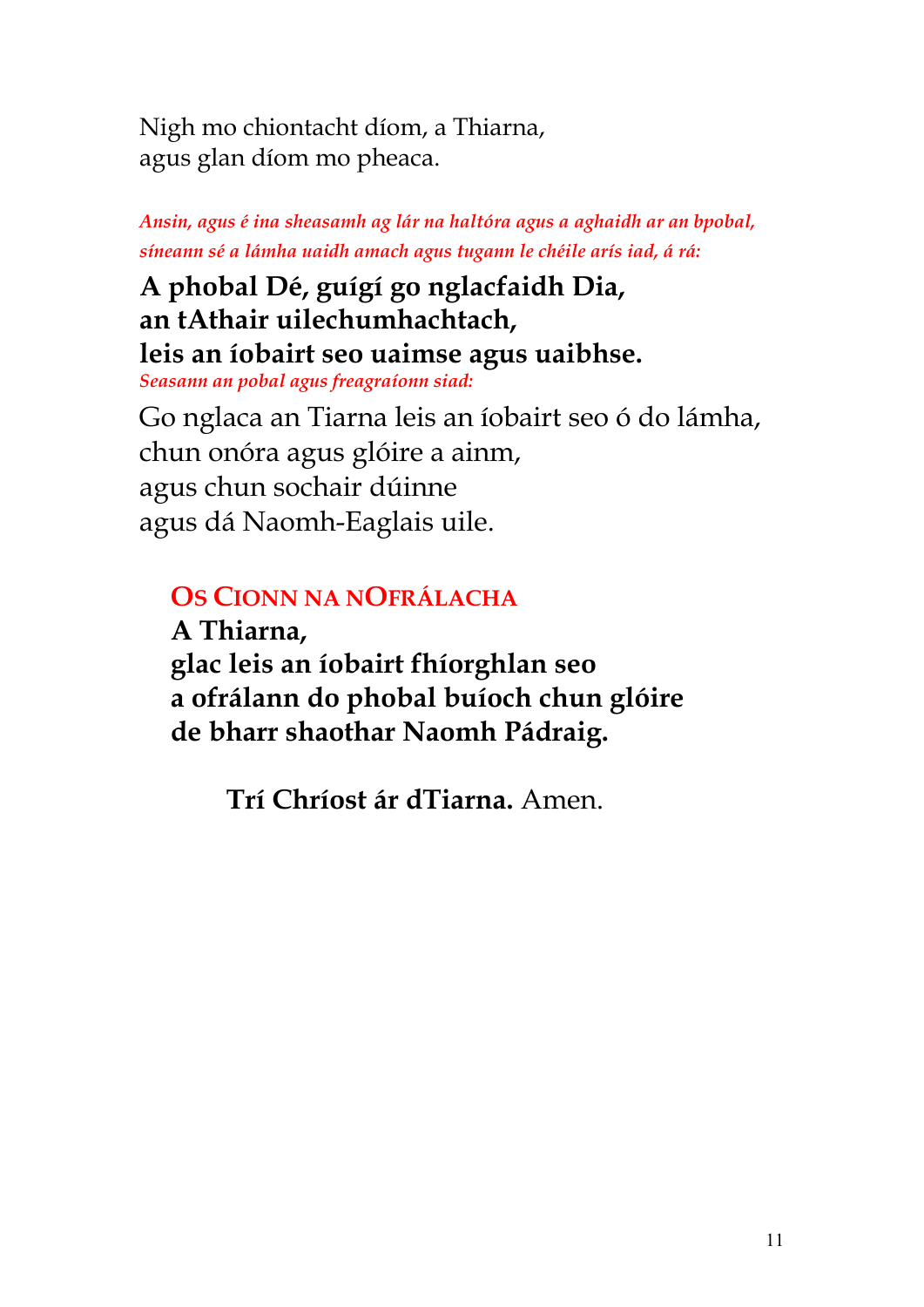Nigh mo chiontacht díom, a Thiarna,
agus glan díom mo pheaca.

*Ansin, agus é ina sheasamh ag lár na haltóra agus a aghaidh ar an bpobal, síneann sé a lámha uaidh amach agus tugann le chéile arís iad, á rá:*

**A phobal Dé, guígí go nglacfaidh Dia,**
**an tAthair uilechumhachtach,**
**leis an íobairt seo uaimse agus uaibhse.**

*Seasann an pobal agus freagraíonn siad:*

Go nglaca an Tiarna leis an íobairt seo ó do lámha,
chun onóra agus glóire a ainm,
agus chun sochair dúinne
agus dá Naomh-Eaglais uile.

## OS CIONN NA NOFRÁLACHA

**A Thiarna,**
**glac leis an íobairt fhíorghlan seo**
**a ofrálann do phobal buíoch chun glóire**
**de bharr shaothar Naomh Pádraig.**

**Trí Chríost ár dTiarna.** Amen.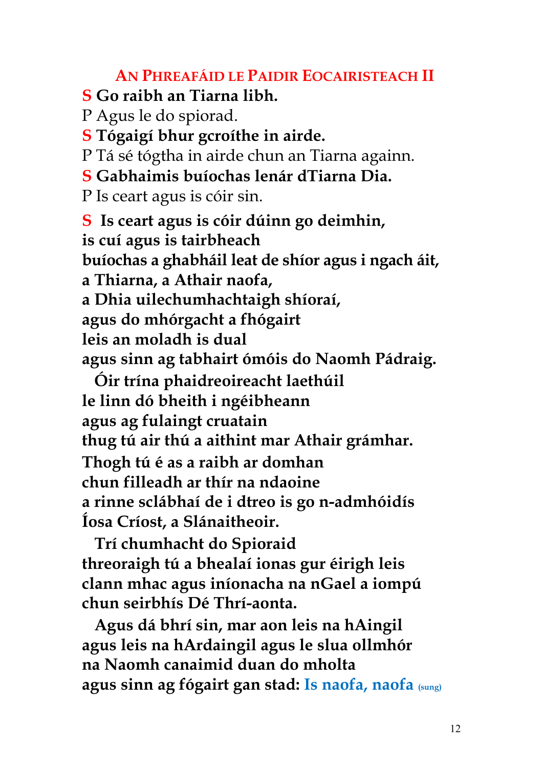## An Phreafáid le Paidir Eocairisteach II

**S Go raibh an Tiarna libh.**

P Agus le do spiorad.

**S Tógaigí bhur gcroíthe in airde.**

P Tá sé tógtha in airde chun an Tiarna againn.

**S Gabhaimis buíochas lenár dTiarna Dia.**

P Is ceart agus is cóir sin.

**S Is ceart agus is cóir dúinn go deimhin,**
**is cuí agus is tairbheach**
**buíochas a ghabháil leat de shíor agus i ngach áit,**
**a Thiarna, a Athair naofa,**
**a Dhia uilechumhachtaigh shíoraí,**
**agus do mhórgacht a fhógairt**
**leis an moladh is dual**
**agus sinn ag tabhairt ómóis do Naomh Pádraig.**

**Óir trína phaidreoireacht laethúil**
**le linn dó bheith i ngéibheann**
**agus ag fulaingt cruatain**
**thug tú air thú a aithint mar Athair grámhar.**
**Thogh tú é as a raibh ar domhan**
**chun filleadh ar thír na ndaoine**
**a rinne sclábhaí de i dtreo is go n-admhóidís**
**Íosa Críost, a Slánaitheoir.**

**Trí chumhacht do Spioraid**
**threoraigh tú a bhealaí ionas gur éirigh leis**
**clann mhac agus iníonacha na nGael a iompú**
**chun seirbhís Dé Thrí-aonta.**

**Agus dá bhrí sin, mar aon leis na hAingil**
**agus leis na hArdaingil agus le slua ollmhór**
**na Naomh canaimid duan do mholta**
**agus sinn ag fógairt gan stad: Is naofa, naofa** (sung)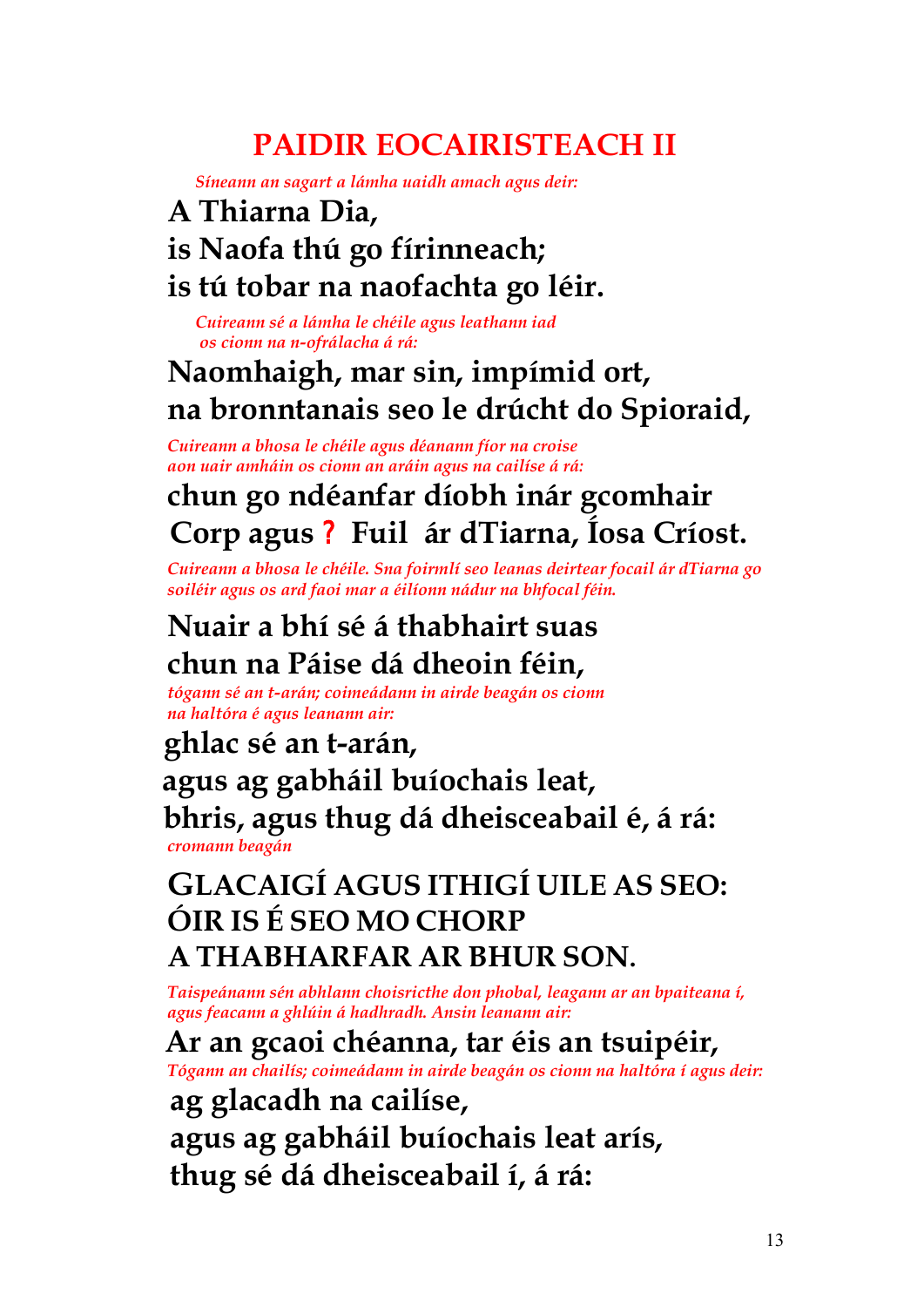# PAIDIR EOCAIRISTEACH II

*Síneann an sagart a lámha uaidh amach agus deir:*

**A Thiarna Dia,**
**is Naofa thú go fírinneach;**
**is tú tobar na naofachta go léir.**

*Cuireann sé a lámha le chéile agus leathann iad os cionn na n-ofrálacha á rá:*

**Naomhaigh, mar sin, impímid ort,**
**na bronntanais seo le drúcht do Spioraid,**

*Cuireann a bhosa le chéile agus déanann fíor na croise aon uair amháin os cionn an aráin agus na cailíse á rá:*

**chun go ndéanfar díobh inár gcomhair**
**Corp agus ? Fuil ár dTiarna, Íosa Críost.**

*Cuireann a bhosa le chéile. Sna foirmlí seo leanas deirtear focail ár dTiarna go soiléir agus os ard faoi mar a éilíonn nádur na bhfocal féin.*

**Nuair a bhí sé á thabhairt suas**
**chun na Páise dá dheoin féin,**

*tógann sé an t-arán; coimeádann in airde beagán os cionn na haltóra é agus leanann air:*

**ghlac sé an t-arán,**
**agus ag gabháil buíochais leat,**
**bhris, agus thug dá dheisceabail é, á rá:**

*cromann beagán*

**GLACAIGÍ AGUS ITHIGÍ UILE AS SEO:**
**ÓIR IS É SEO MO CHORP**
**A THABHARFAR AR BHUR SON.**

*Taispeánann sén abhlann choisricthe don phobal, leagann ar an bpaiteana í, agus feacann a ghlúin á hadhradh. Ansin leanann air:*

**Ar an gcaoi chéanna, tar éis an tsuipéir,**

*Tógann an chailís; coimeádann in airde beagán os cionn na haltóra í agus deir:*

**ag glacadh na cailíse,**
**agus ag gabháil buíochais leat arís,**
**thug sé dá dheisceabail í, á rá:**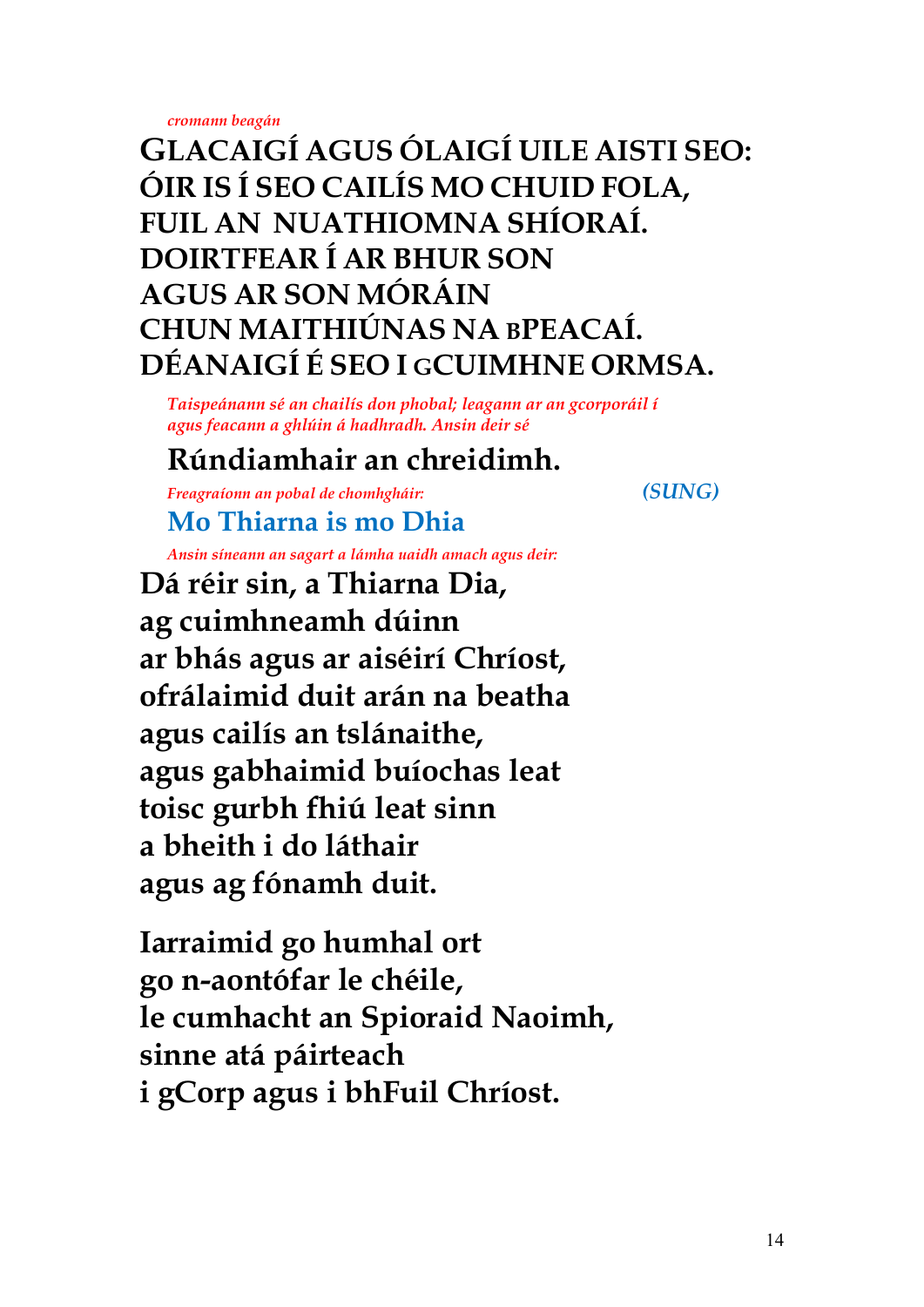*cromann beagán*

**GLACAIGÍ AGUS ÓLAIGÍ UILE AISTI SEO:**
**ÓIR IS Í SEO CAILÍS MO CHUID FOLA,**
**FUIL AN NUATHIOMNA SHÍORAÍ.**
**DOIRTFEAR Í AR BHUR SON**
**AGUS AR SON MÓRÁIN**
**CHUN MAITHIÚNAS NA BPEACAÍ.**
**DÉANAIGÍ É SEO I GCUIMHNE ORMSA.**

*Taispeánann sé an chailís don phobal; leagann ar an gcorporáil í agus feacann a ghlúin á hadhradh. Ansin deir sé*

**Rúndiamhair an chreidimh.**

*Freagraíonn an pobal de chomhgháir:* *(SUNG)*

**Mo Thiarna is mo Dhia**

*Ansin síneann an sagart a lámha uaidh amach agus deir:*

**Dá réir sin, a Thiarna Dia,**
**ag cuimhneamh dúinn**
**ar bhás agus ar aiséirí Chríost,**
**ofrálaimid duit arán na beatha**
**agus cailís an tslánaithe,**
**agus gabhaimid buíochas leat**
**toisc gurbh fhiú leat sinn**
**a bheith i do láthair**
**agus ag fónamh duit.**

**Iarraimid go humhal ort**
**go n-aontófar le chéile,**
**le cumhacht an Spioraid Naoimh,**
**sinne atá páirteach**
**i gCorp agus i bhFuil Chríost.**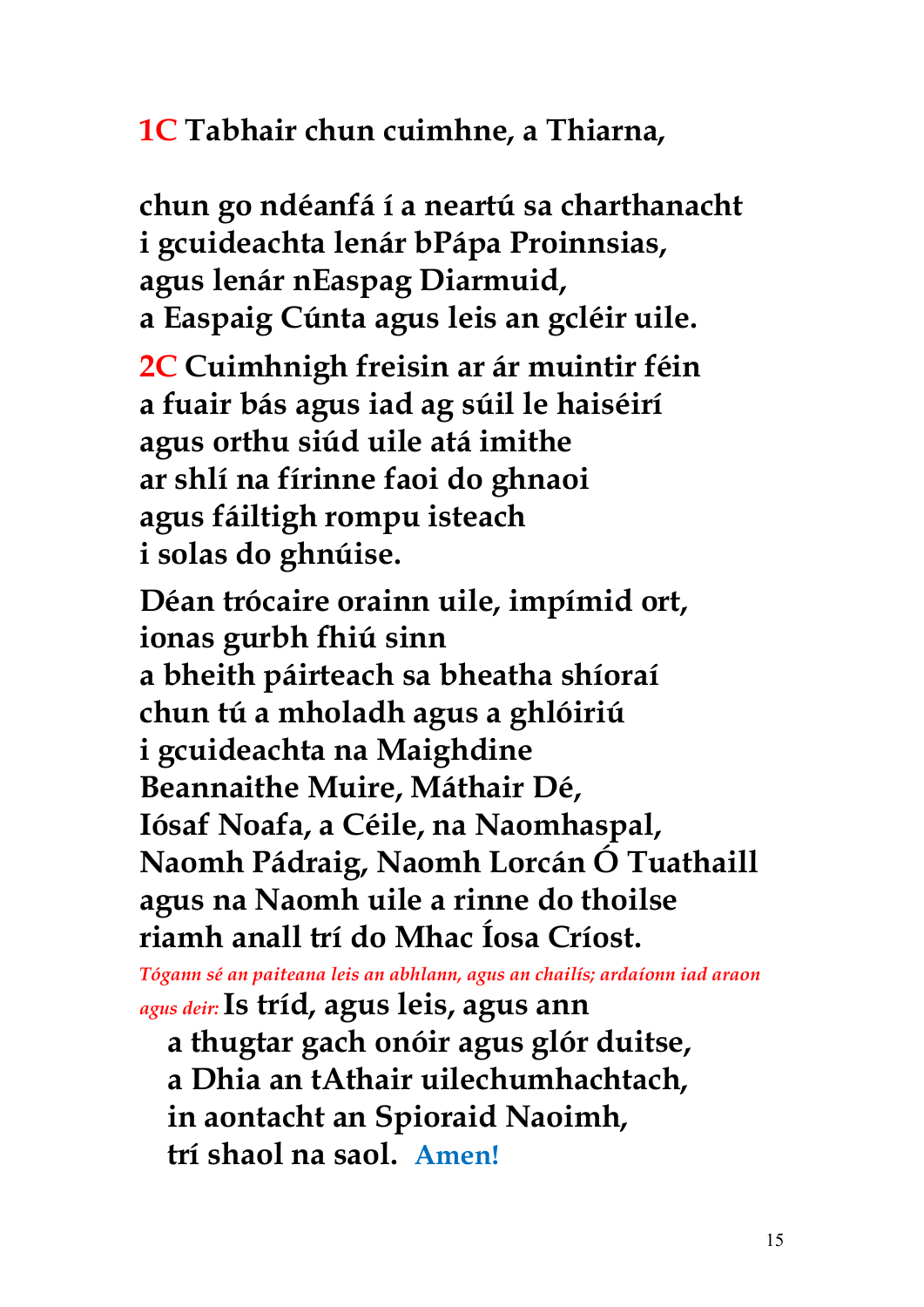**1C Tabhair chun cuimhne, a Thiarna,**

**chun go ndéanfá í a neartú sa charthanacht**
**i gcuideachta lenár bPápa Proinnsias,**
**agus lenár nEaspag Diarmuid,**
**a Easpaig Cúnta agus leis an gcléir uile.**

**2C Cuimhnigh freisin ar ár muintir féin**
**a fuair bás agus iad ag súil le haiséirí**
**agus orthu siúd uile atá imithe**
**ar shlí na fírinne faoi do ghnaoi**
**agus fáiltigh rompu isteach**
**i solas do ghnúise.**

**Déan trócaire orainn uile, impímid ort,**
**ionas gurbh fhiú sinn**
**a bheith páirteach sa bheatha shíoraí**
**chun tú a mholadh agus a ghlóiriú**
**i gcuideachta na Maighdine**
**Beannaithe Muire, Máthair Dé,**
**Iósaf Noafa, a Céile, na Naomhaspal,**
**Naomh Pádraig, Naomh Lorcán Ó Tuathaill**
**agus na Naomh uile a rinne do thoilse**
**riamh anall trí do Mhac Íosa Críost.**

*Tógann sé an paiteana leis an abhlann, agus an chailís; ardaíonn iad araon agus deir:* **Is tríd, agus leis, agus ann**
**a thugtar gach onóir agus glór duitse,**
**a Dhia an tAthair uilechumhachtach,**
**in aontacht an Spioraid Naoimh,**
**trí shaol na saol. Amen!**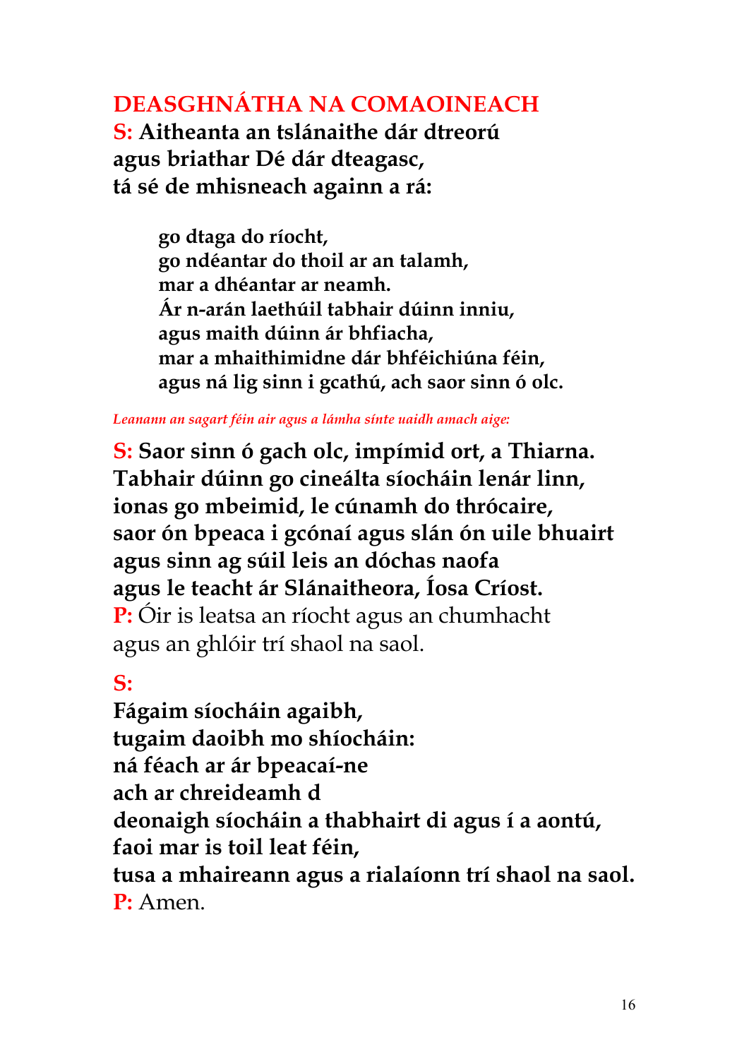## DEASGHNÁTHA NA COMAOINEACH

**S: Aitheanta an tslánaithe dár dtreorú
agus briathar Dé dár dteagasc,
tá sé de mhisneach againn a rá:**

> **go dtaga do ríocht,
> go ndéantar do thoil ar an talamh,
> mar a dhéantar ar neamh.
> Ár n-arán laethúil tabhair dúinn inniu,
> agus maith dúinn ár bhfiacha,
> mar a mhaithimidne dár bhféichiúna féin,
> agus ná lig sinn i gcathú, ach saor sinn ó olc.**

*Leanann an sagart féin air agus a lámha sínte uaidh amach aige:*

**S: Saor sinn ó gach olc, impímid ort, a Thiarna.
Tabhair dúinn go cineálta síocháin lenár linn,
ionas go mbeimid, le cúnamh do thrócaire,
saor ón bpeaca i gcónaí agus slán ón uile bhuairt
agus sinn ag súil leis an dóchas naofa
agus le teacht ár Slánaitheora, Íosa Críost.**

**P:** Óir is leatsa an ríocht agus an chumhacht
agus an ghlóir trí shaol na saol.

**S:**

**Fágaim síocháin agaibh,
tugaim daoibh mo shíocháin:
ná féach ar ár bpeacaí-ne
ach ar chreideamh d
deonaigh síocháin a thabhairt di agus í a aontú,
faoi mar is toil leat féin,
tusa a mhaireann agus a rialaíonn trí shaol na saol.**

**P:** Amen.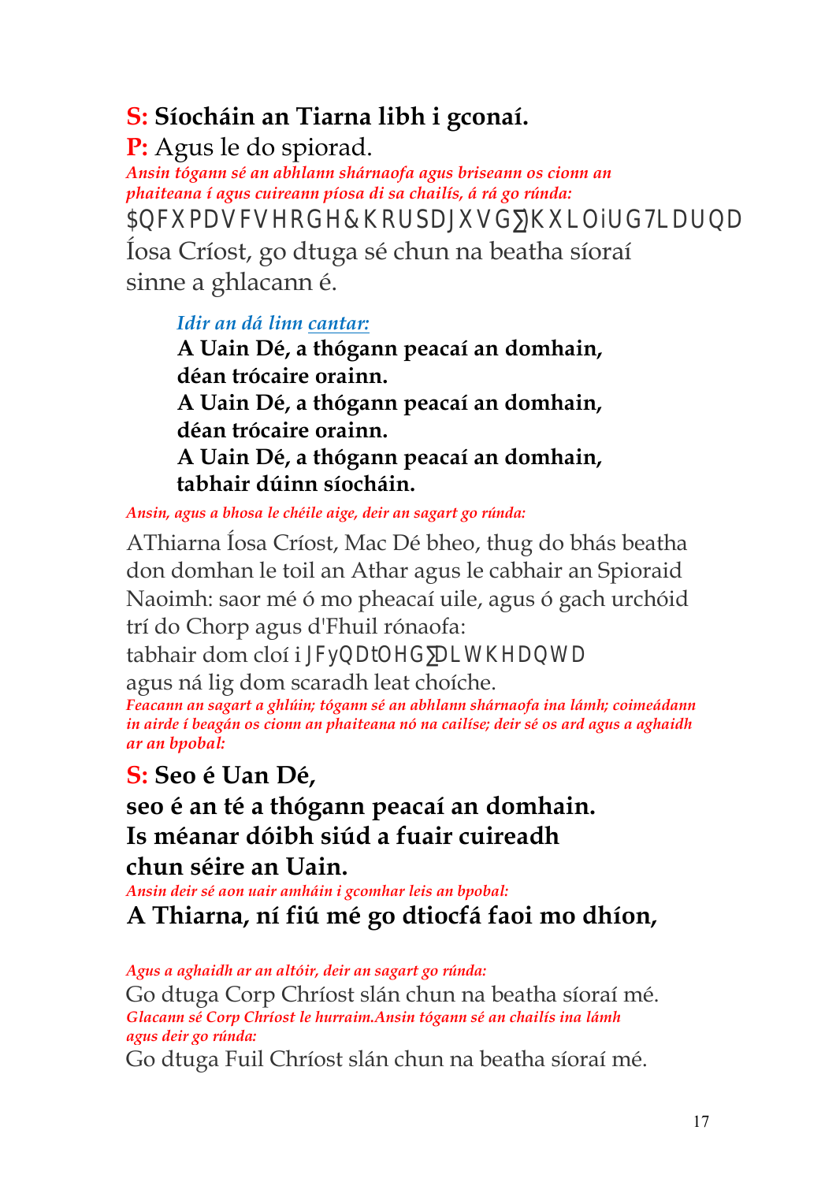**S: Síocháin an Tiarna libh i gconaí.**

**P:** Agus le do spiorad.

*Ansin tógann sé an abhlann shárnaofa agus briseann os cionn an phaiteana í agus cuireann píosa di sa chailís, á rá go rúnda:*

$QFXPDVFVHRGH&KRUSDJXVG∑KXLOiUG7LDUQD Íosa Críost, go dtuga sé chun na beatha síoraí sinne a ghlacann é.

> *Idir an dá linn cantar:*
>
> **A Uain Dé, a thógann peacaí an domhain,**
> **déan trócaire orainn.**
> **A Uain Dé, a thógann peacaí an domhain,**
> **déan trócaire orainn.**
> **A Uain Dé, a thógann peacaí an domhain,**
> **tabhair dúinn síocháin.**

*Ansin, agus a bhosa le chéile aige, deir an sagart go rúnda:*

AThiarna Íosa Críost, Mac Dé bheo, thug do bhás beatha don domhan le toil an Athar agus le cabhair an Spioraid Naoimh: saor mé ó mo pheacaí uile, agus ó gach urchóid trí do Chorp agus d'Fhuil rónaofa:
tabhair dom cloí i JFyQDtOHG∑DLWKHDQWD
agus ná lig dom scaradh leat choíche.

*Feacann an sagart a ghlúin; tógann sé an abhlann shárnaofa ina lámh; coimeádann in airde í beagán os cionn an phaiteana nó na cailíse; deir sé os ard agus a aghaidh ar an bpobal:*

**S: Seo é Uan Dé,**
**seo é an té a thógann peacaí an domhain.**
**Is méanar dóibh siúd a fuair cuireadh**
**chun séire an Uain.**

*Ansin deir sé aon uair amháin i gcomhar leis an bpobal:*

**A Thiarna, ní fiú mé go dtiocfá faoi mo dhíon,**

*Agus a aghaidh ar an altóir, deir an sagart go rúnda:*

Go dtuga Corp Chríost slán chun na beatha síoraí mé.

*Glacann sé Corp Chríost le hurraim.Ansin tógann sé an chailís ina lámh agus deir go rúnda:*

Go dtuga Fuil Chríost slán chun na beatha síoraí mé.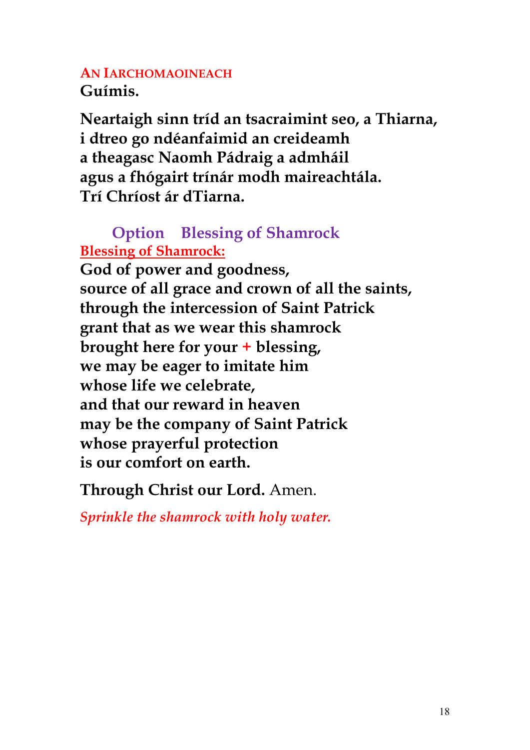## AN IARCHOMAOINEACH

**Guímis.**

**Neartaigh sinn tríd an tsacraimint seo, a Thiarna,**
**i dtreo go ndéanfaimid an creideamh**
**a theagasc Naomh Pádraig a admháil**
**agus a fhógairt trínár modh maireachtála.**
**Trí Chríost ár dTiarna.**

### Option Blessing of Shamrock

**Blessing of Shamrock:**

**God of power and goodness,**
**source of all grace and crown of all the saints,**
**through the intercession of Saint Patrick**
**grant that as we wear this shamrock**
**brought here for your + blessing,**
**we may be eager to imitate him**
**whose life we celebrate,**
**and that our reward in heaven**
**may be the company of Saint Patrick**
**whose prayerful protection**
**is our comfort on earth.**

**Through Christ our Lord.** Amen.

*Sprinkle the shamrock with holy water.*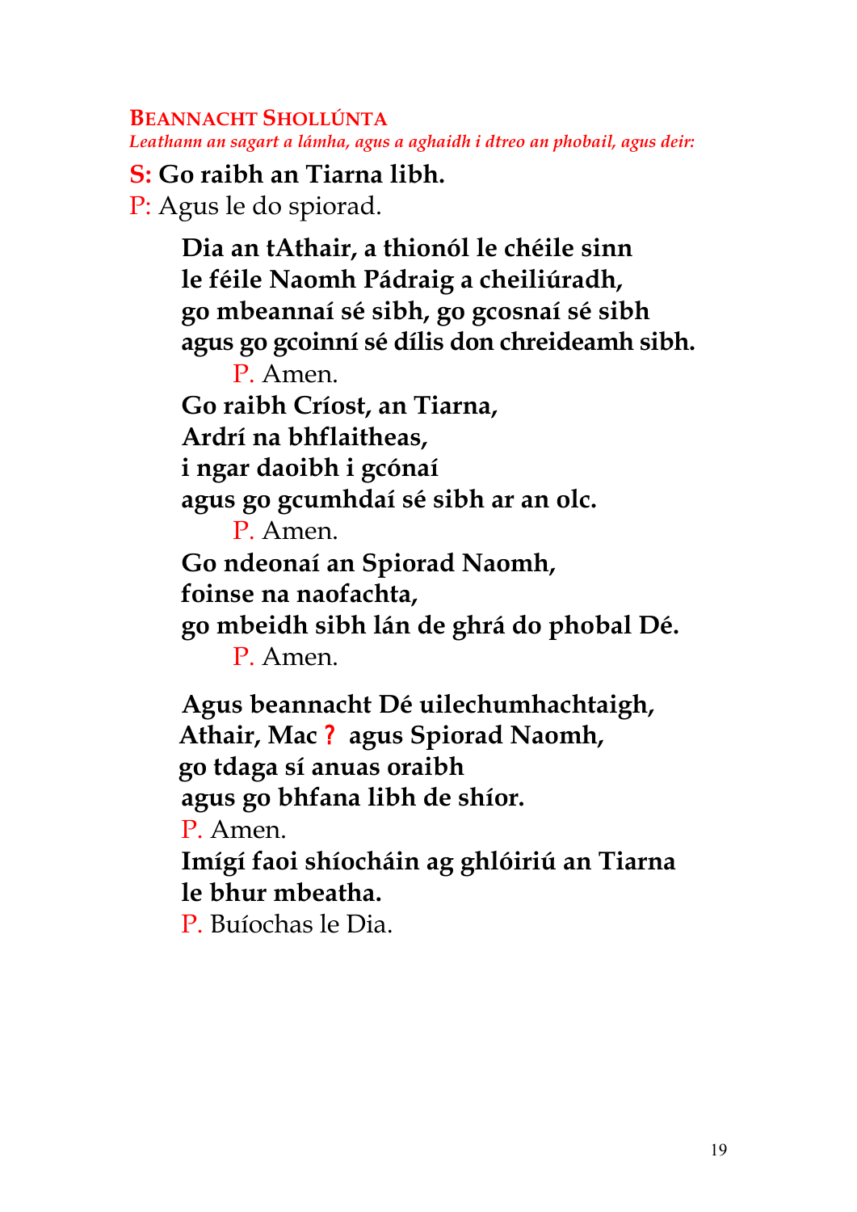### BEANNACHT SHOLLÚNTA

*Leathann an sagart a lámha, agus a aghaidh i dtreo an phobail, agus deir:*

**S: Go raibh an Tiarna libh.**
P: Agus le do spiorad.

**Dia an tAthair, a thionól le chéile sinn**
**le féile Naomh Pádraig a cheiliúradh,**
**go mbeannaí sé sibh, go gcosnaí sé sibh**
**agus go gcoinní sé dílis don chreideamh sibh.**
P. Amen.

**Go raibh Críost, an Tiarna,**
**Ardrí na bhflaitheas,**
**i ngar daoibh i gcónaí**
**agus go gcumhdaí sé sibh ar an olc.**
P. Amen.

**Go ndeonaí an Spiorad Naomh,**
**foinse na naofachta,**
**go mbeidh sibh lán de ghrá do phobal Dé.**
P. Amen.

**Agus beannacht Dé uilechumhachtaigh,**
**Athair, Mac ? agus Spiorad Naomh,**
**go tdaga sí anuas oraibh**
**agus go bhfana libh de shíor.**
P. Amen.

**Imígí faoi shíocháin ag ghlóiriú an Tiarna**
**le bhur mbeatha.**
P. Buíochas le Dia.